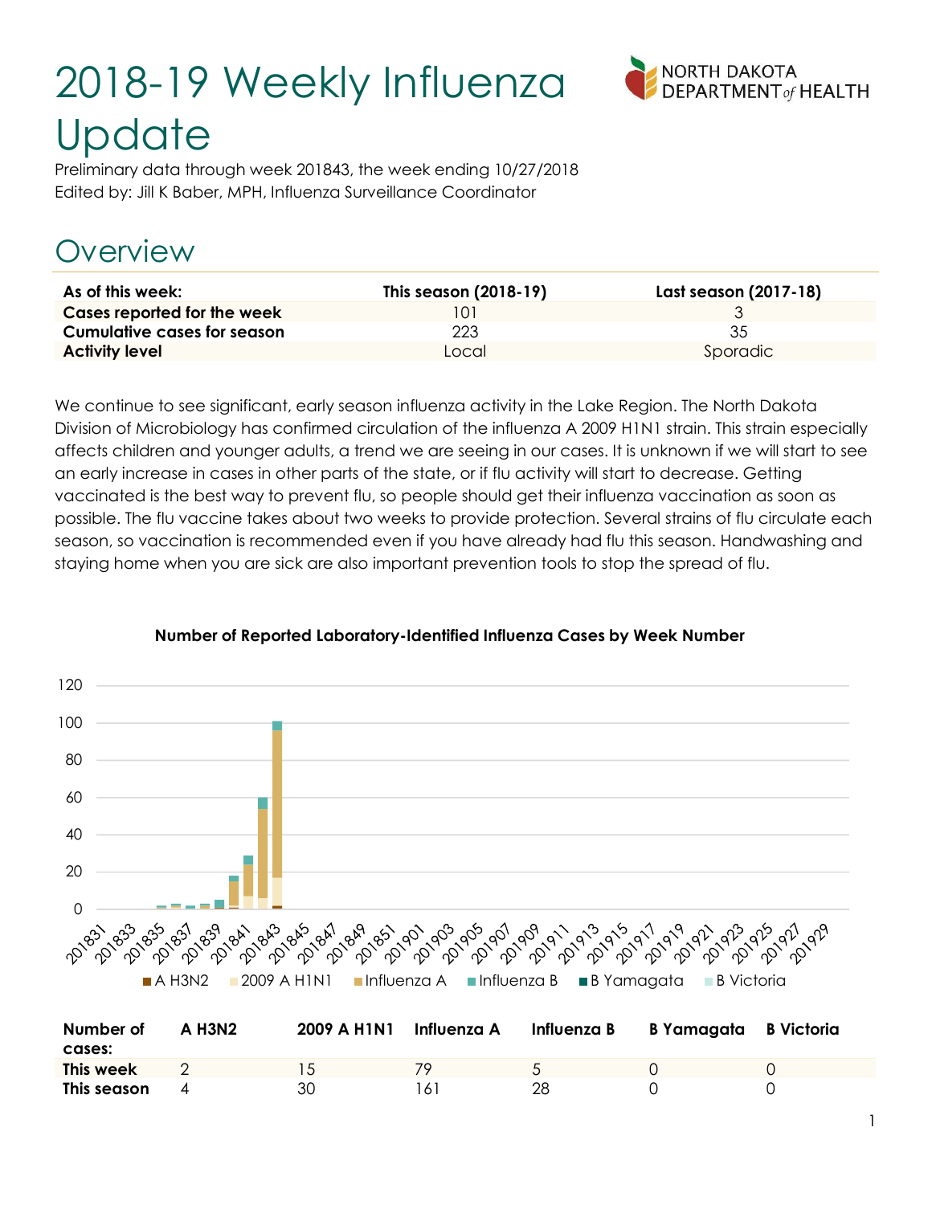# 2018-19 Weekly Influenza Update

Preliminary data through week 201843, the week ending 10/27/2018
Edited by: Jill K Baber, MPH, Influenza Surveillance Coordinator

## Overview

| As of this week: | This season (2018-19) | Last season (2017-18) |
|---|---|---|
| **Cases reported for the week** | 101 | 3 |
| **Cumulative cases for season** | 223 | 35 |
| **Activity level** | Local | Sporadic |

We continue to see significant, early season influenza activity in the Lake Region. The North Dakota Division of Microbiology has confirmed circulation of the influenza A 2009 H1N1 strain. This strain especially affects children and younger adults, a trend we are seeing in our cases. It is unknown if we will start to see an early increase in cases in other parts of the state, or if flu activity will start to decrease. Getting vaccinated is the best way to prevent flu, so people should get their influenza vaccination as soon as possible. The flu vaccine takes about two weeks to provide protection. Several strains of flu circulate each season, so vaccination is recommended even if you have already had flu this season. Handwashing and staying home when you are sick are also important prevention tools to stop the spread of flu.

**Number of Reported Laboratory-Identified Influenza Cases by Week Number**

| Number of cases: | A H3N2 | 2009 A H1N1 | Influenza A | Influenza B | B Yamagata | B Victoria |
|---|---|---|---|---|---|---|
| **This week** | 2 | 15 | 79 | 5 | 0 | 0 |
| **This season** | 4 | 30 | 161 | 28 | 0 | 0 |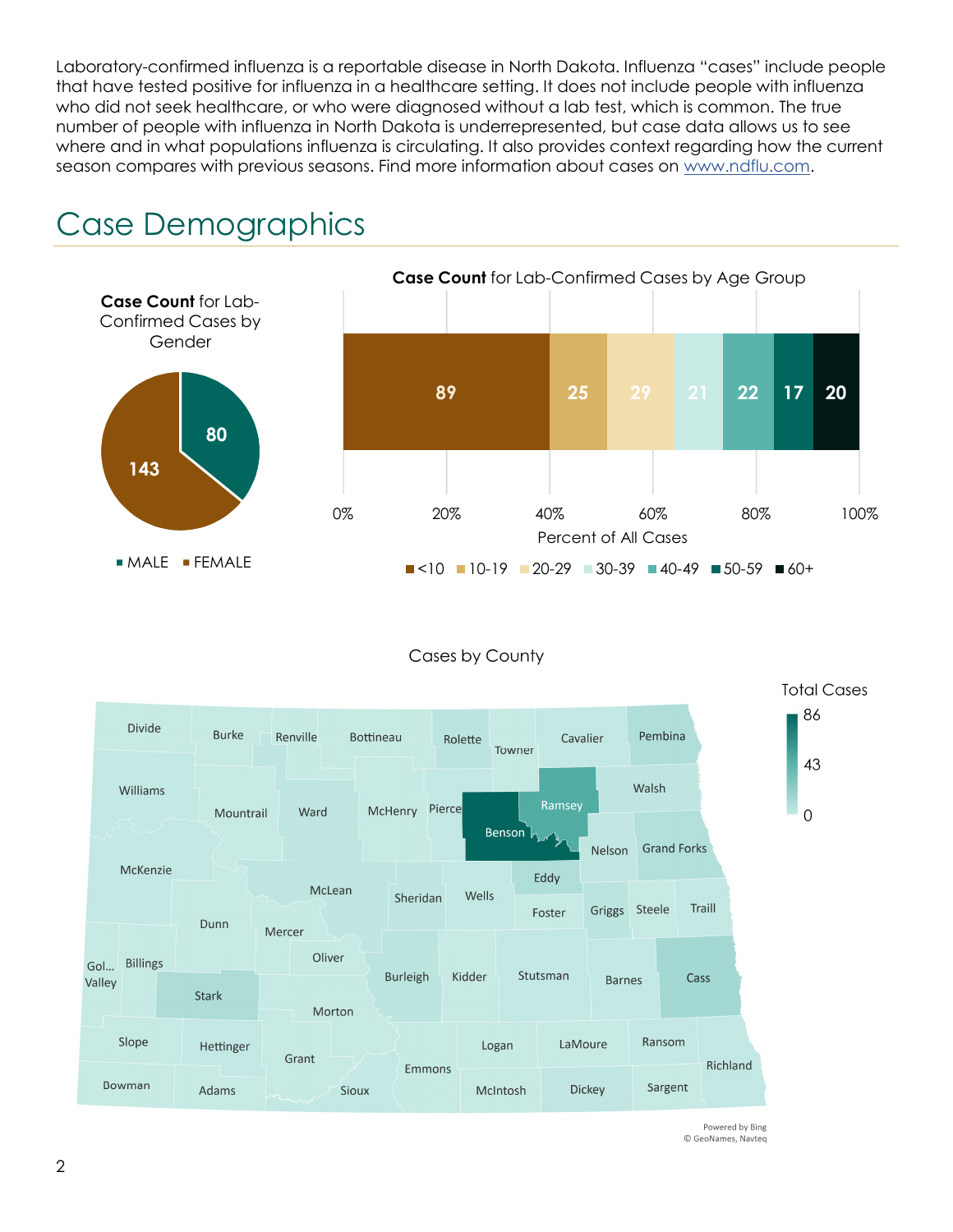Laboratory-confirmed influenza is a reportable disease in North Dakota. Influenza "cases" include people that have tested positive for influenza in a healthcare setting. It does not include people with influenza who did not seek healthcare, or who were diagnosed without a lab test, which is common. The true number of people with influenza in North Dakota is underrepresented, but case data allows us to see where and in what populations influenza is circulating. It also provides context regarding how the current season compares with previous seasons. Find more information about cases on [www.ndflu.com](http://www.ndflu.com).

# Case Demographics

**Case Count** for Lab-Confirmed Cases by Gender

| Gender | Cases |
|---|---|
| MALE | 80 |
| FEMALE | 143 |

**Case Count** for Lab-Confirmed Cases by Age Group

| Age Group | Cases |
|---|---|
| <10 | 89 |
| 10-19 | 25 |
| 20-29 | 29 |
| 30-39 | 21 |
| 40-49 | 22 |
| 50-59 | 17 |
| 60+ | 20 |

Percent of All Cases

Cases by County

Total Cases: 0 – 86

Powered by Bing
© GeoNames, Navteq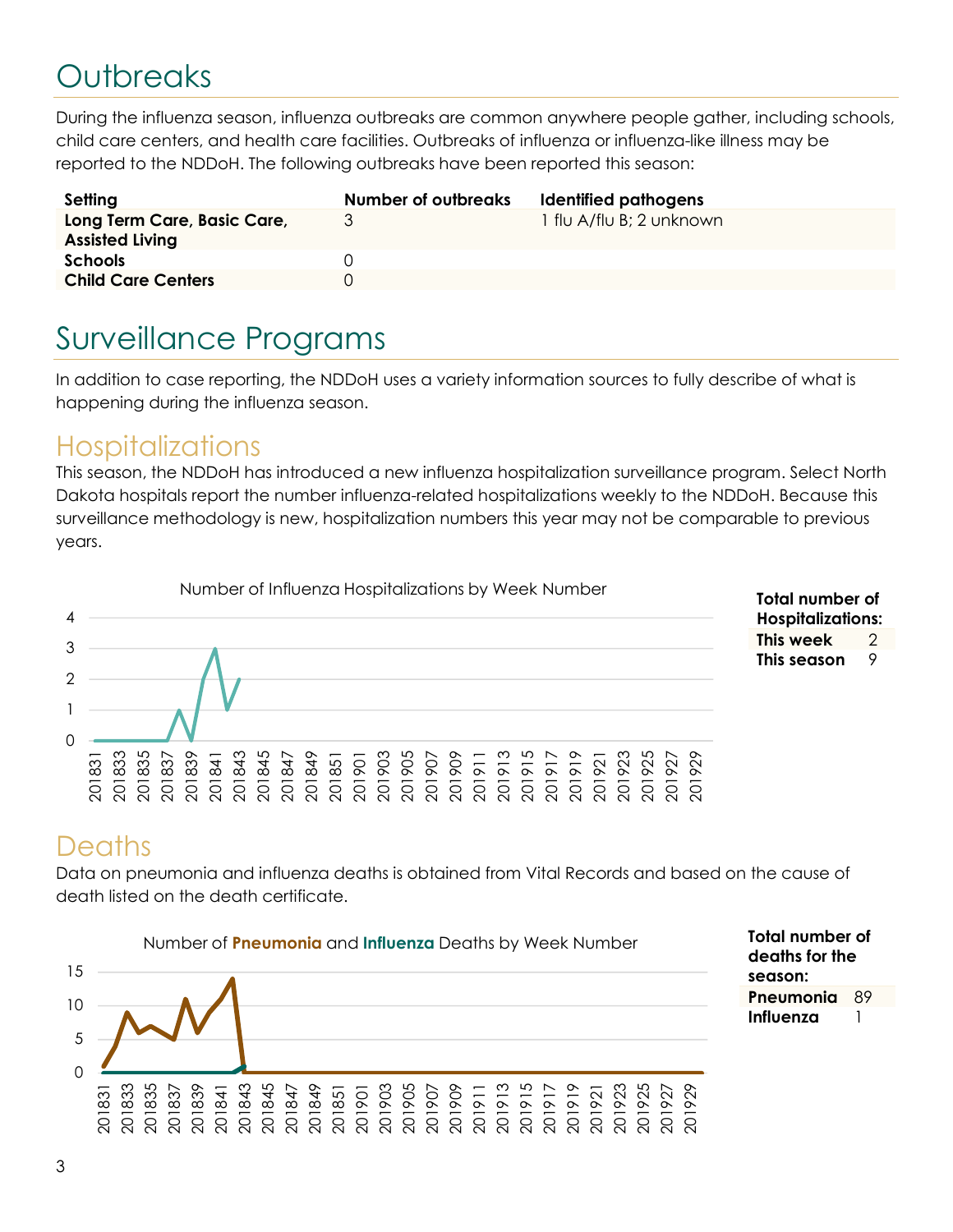# Outbreaks

During the influenza season, influenza outbreaks are common anywhere people gather, including schools, child care centers, and health care facilities. Outbreaks of influenza or influenza-like illness may be reported to the NDDoH. The following outbreaks have been reported this season:

| Setting | Number of outbreaks | Identified pathogens |
|---|---|---|
| **Long Term Care, Basic Care, Assisted Living** | 3 | 1 flu A/flu B; 2 unknown |
| **Schools** | 0 | |
| **Child Care Centers** | 0 | |

# Surveillance Programs

In addition to case reporting, the NDDoH uses a variety information sources to fully describe of what is happening during the influenza season.

## Hospitalizations

This season, the NDDoH has introduced a new influenza hospitalization surveillance program. Select North Dakota hospitals report the number influenza-related hospitalizations weekly to the NDDoH. Because this surveillance methodology is new, hospitalization numbers this year may not be comparable to previous years.

Number of Influenza Hospitalizations by Week Number

**Total number of Hospitalizations:**

| | |
|---|---|
| **This week** | 2 |
| **This season** | 9 |

## Deaths

Data on pneumonia and influenza deaths is obtained from Vital Records and based on the cause of death listed on the death certificate.

Number of **Pneumonia** and **Influenza** Deaths by Week Number

**Total number of deaths for the season:**

| | |
|---|---|
| **Pneumonia** | 89 |
| **Influenza** | 1 |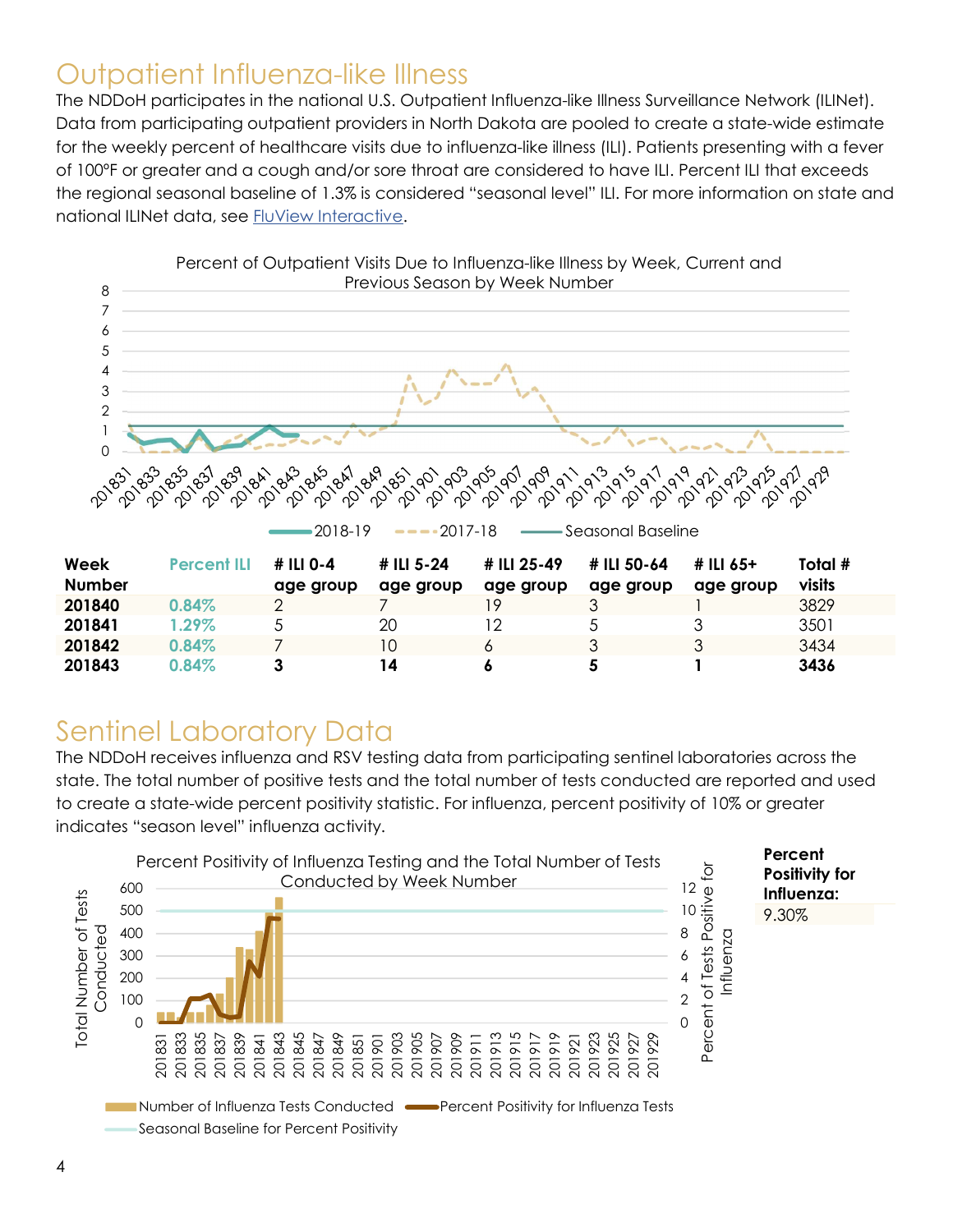# Outpatient Influenza-like Illness

The NDDoH participates in the national U.S. Outpatient Influenza-like Illness Surveillance Network (ILINet). Data from participating outpatient providers in North Dakota are pooled to create a state-wide estimate for the weekly percent of healthcare visits due to influenza-like illness (ILI). Patients presenting with a fever of 100°F or greater and a cough and/or sore throat are considered to have ILI. Percent ILI that exceeds the regional seasonal baseline of 1.3% is considered "seasonal level" ILI. For more information on state and national ILINet data, see FluView Interactive.

Percent of Outpatient Visits Due to Influenza-like Illness by Week, Current and Previous Season by Week Number

| Week Number | Percent ILI | # ILI 0-4 age group | # ILI 5-24 age group | # ILI 25-49 age group | # ILI 50-64 age group | # ILI 65+ age group | Total # visits |
|---|---|---|---|---|---|---|---|
| **201840** | 0.84% | 2 | 7 | 19 | 3 | 1 | 3829 |
| **201841** | 1.29% | 5 | 20 | 12 | 5 | 3 | 3501 |
| **201842** | 0.84% | 7 | 10 | 6 | 3 | 3 | 3434 |
| **201843** | 0.84% | **3** | **14** | **6** | **5** | **1** | **3436** |

# Sentinel Laboratory Data

The NDDoH receives influenza and RSV testing data from participating sentinel laboratories across the state. The total number of positive tests and the total number of tests conducted are reported and used to create a state-wide percent positivity statistic. For influenza, percent positivity of 10% or greater indicates "season level" influenza activity.

Percent Positivity of Influenza Testing and the Total Number of Tests Conducted by Week Number

| **Percent Positivity for Influenza:** |
|---|
| 9.30% |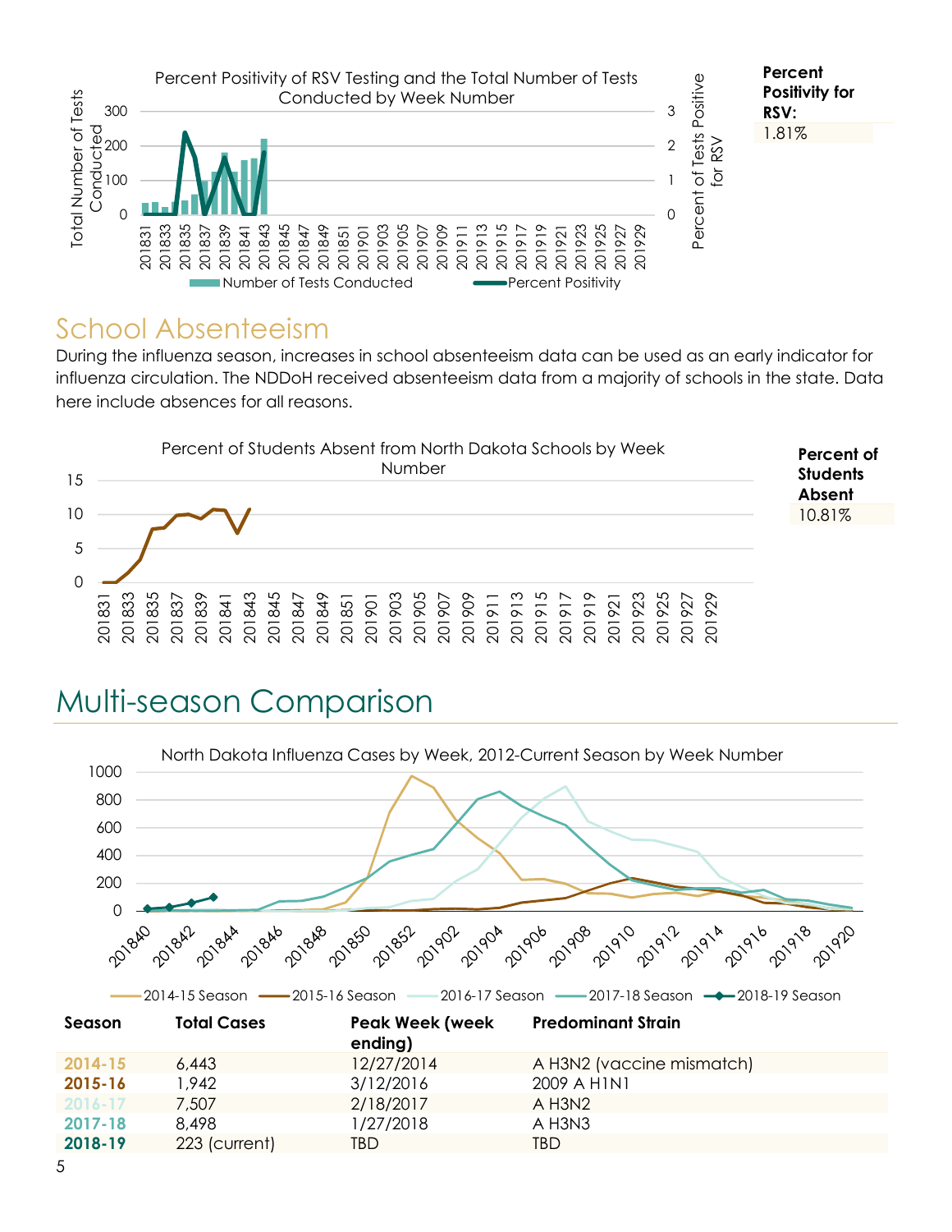Percent Positivity of RSV Testing and the Total Number of Tests Conducted by Week Number

**Percent Positivity for RSV:**
1.81%

## School Absenteeism

During the influenza season, increases in school absenteeism data can be used as an early indicator for influenza circulation. The NDDoH received absenteeism data from a majority of schools in the state. Data here include absences for all reasons.

Percent of Students Absent from North Dakota Schools by Week Number

**Percent of Students Absent**
10.81%

# Multi-season Comparison

North Dakota Influenza Cases by Week, 2012-Current Season by Week Number

| Season | Total Cases | Peak Week (week ending) | Predominant Strain |
|---|---|---|---|
| **2014-15** | 6,443 | 12/27/2014 | A H3N2 (vaccine mismatch) |
| **2015-16** | 1,942 | 3/12/2016 | 2009 A H1N1 |
| **2016-17** | 7,507 | 2/18/2017 | A H3N2 |
| **2017-18** | 8,498 | 1/27/2018 | A H3N3 |
| **2018-19** | 223 (current) | TBD | TBD |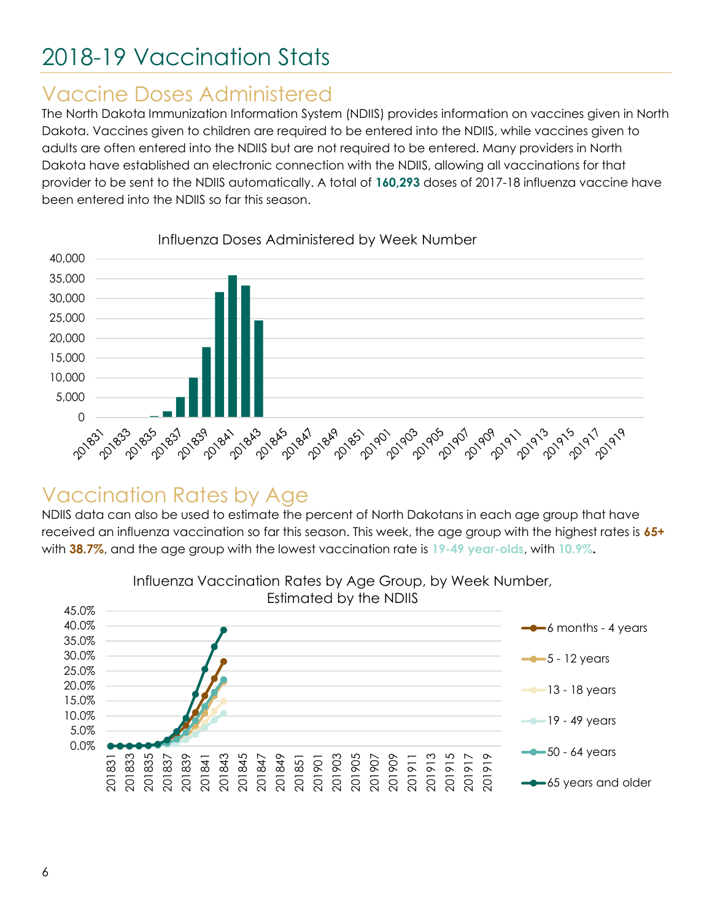# 2018-19 Vaccination Stats

## Vaccine Doses Administered

The North Dakota Immunization Information System (NDIIS) provides information on vaccines given in North Dakota. Vaccines given to children are required to be entered into the NDIIS, while vaccines given to adults are often entered into the NDIIS but are not required to be entered. Many providers in North Dakota have established an electronic connection with the NDIIS, allowing all vaccinations for that provider to be sent to the NDIIS automatically. A total of **160,293** doses of 2017-18 influenza vaccine have been entered into the NDIIS so far this season.

Influenza Doses Administered by Week Number

40,000
35,000
30,000
25,000
20,000
15,000
10,000
5,000
0

201831 201833 201835 201837 201839 201841 201843 201845 201847 201849 201851 201901 201903 201905 201907 201909 201911 201913 201915 201917 201919

## Vaccination Rates by Age

NDIIS data can also be used to estimate the percent of North Dakotans in each age group that have received an influenza vaccination so far this season. This week, the age group with the highest rates is **65+** with **38.7%**, and the age group with the lowest vaccination rate is **19-49 year-olds**, with **10.9%.**

Influenza Vaccination Rates by Age Group, by Week Number, Estimated by the NDIIS

45.0%
40.0%
35.0%
30.0%
25.0%
20.0%
15.0%
10.0%
5.0%
0.0%

201831 201833 201835 201837 201839 201841 201843 201845 201847 201849 201851 201901 201903 201905 201907 201909 201911 201913 201915 201917 201919

6 months - 4 years
5 - 12 years
13 - 18 years
19 - 49 years
50 - 64 years
65 years and older